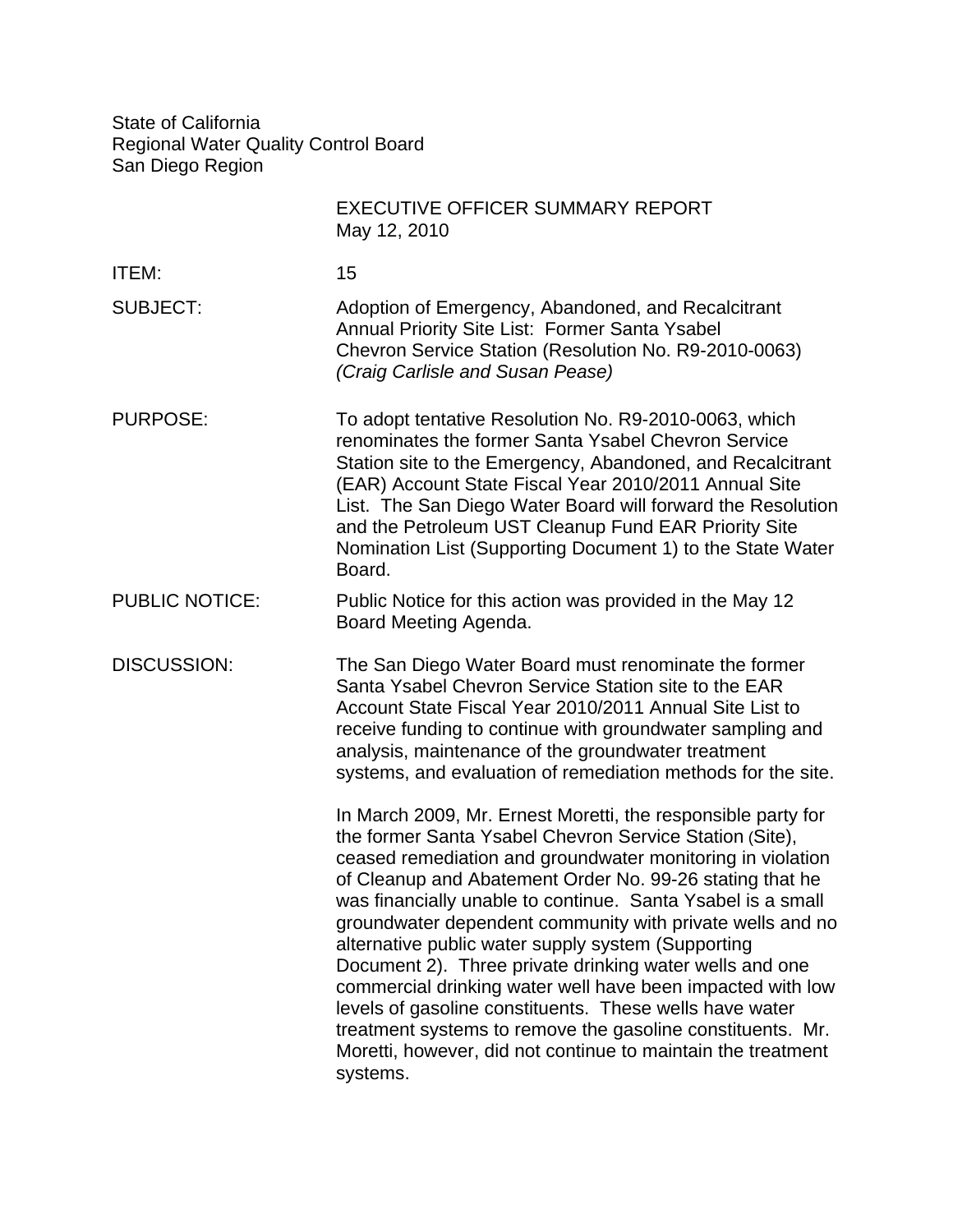State of California
Regional Water Quality Control Board
San Diego Region

EXECUTIVE OFFICER SUMMARY REPORT
May 12, 2010

**ITEM:** 15

**SUBJECT:** Adoption of Emergency, Abandoned, and Recalcitrant Annual Priority Site List: Former Santa Ysabel Chevron Service Station (Resolution No. R9-2010-0063) *(Craig Carlisle and Susan Pease)*

**PURPOSE:** To adopt tentative Resolution No. R9-2010-0063, which renominates the former Santa Ysabel Chevron Service Station site to the Emergency, Abandoned, and Recalcitrant (EAR) Account State Fiscal Year 2010/2011 Annual Site List. The San Diego Water Board will forward the Resolution and the Petroleum UST Cleanup Fund EAR Priority Site Nomination List (Supporting Document 1) to the State Water Board.

**PUBLIC NOTICE:** Public Notice for this action was provided in the May 12 Board Meeting Agenda.

**DISCUSSION:** The San Diego Water Board must renominate the former Santa Ysabel Chevron Service Station site to the EAR Account State Fiscal Year 2010/2011 Annual Site List to receive funding to continue with groundwater sampling and analysis, maintenance of the groundwater treatment systems, and evaluation of remediation methods for the site.

In March 2009, Mr. Ernest Moretti, the responsible party for the former Santa Ysabel Chevron Service Station (Site), ceased remediation and groundwater monitoring in violation of Cleanup and Abatement Order No. 99-26 stating that he was financially unable to continue. Santa Ysabel is a small groundwater dependent community with private wells and no alternative public water supply system (Supporting Document 2). Three private drinking water wells and one commercial drinking water well have been impacted with low levels of gasoline constituents. These wells have water treatment systems to remove the gasoline constituents. Mr. Moretti, however, did not continue to maintain the treatment systems.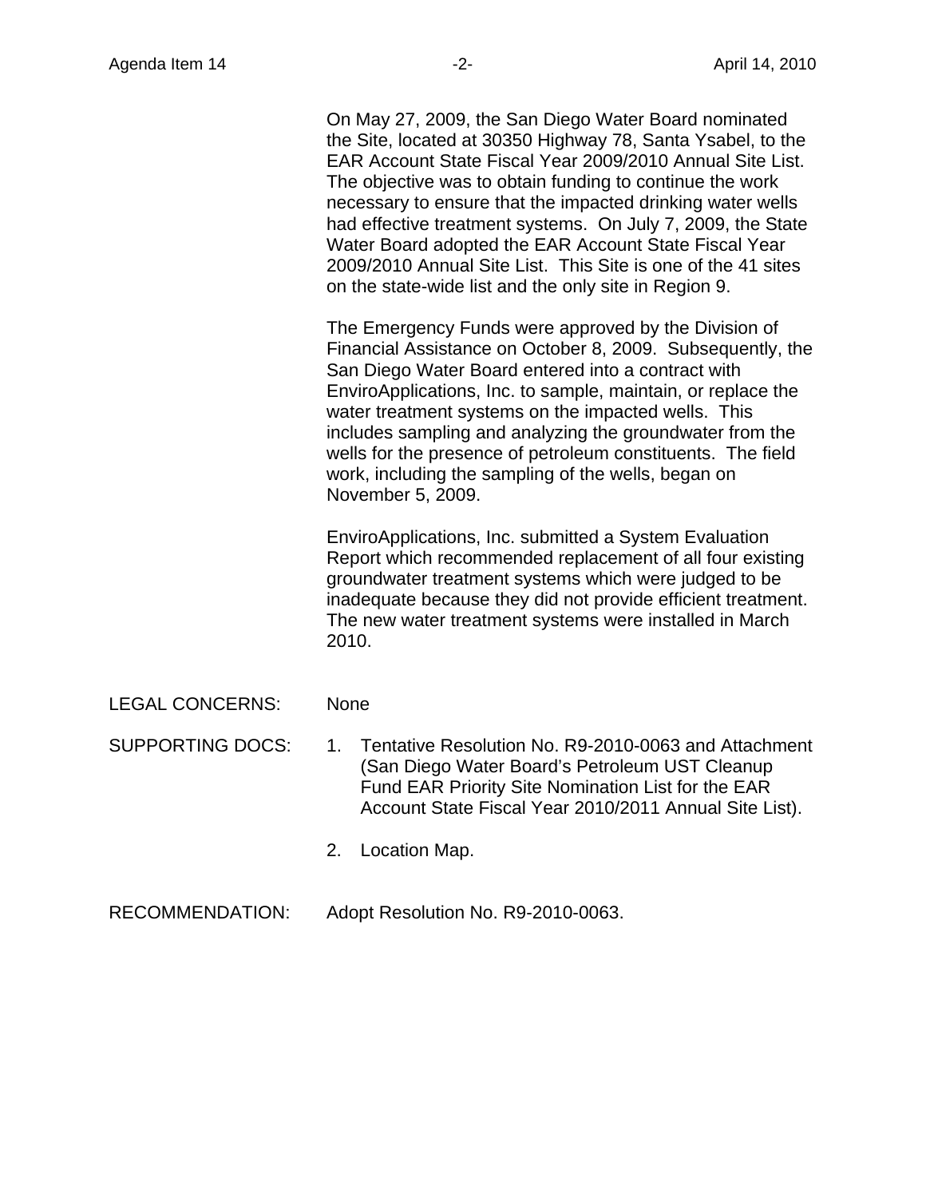On May 27, 2009, the San Diego Water Board nominated the Site, located at 30350 Highway 78, Santa Ysabel, to the EAR Account State Fiscal Year 2009/2010 Annual Site List. The objective was to obtain funding to continue the work necessary to ensure that the impacted drinking water wells had effective treatment systems. On July 7, 2009, the State Water Board adopted the EAR Account State Fiscal Year 2009/2010 Annual Site List. This Site is one of the 41 sites on the state-wide list and the only site in Region 9.

The Emergency Funds were approved by the Division of Financial Assistance on October 8, 2009. Subsequently, the San Diego Water Board entered into a contract with EnviroApplications, Inc. to sample, maintain, or replace the water treatment systems on the impacted wells. This includes sampling and analyzing the groundwater from the wells for the presence of petroleum constituents. The field work, including the sampling of the wells, began on November 5, 2009.

EnviroApplications, Inc. submitted a System Evaluation Report which recommended replacement of all four existing groundwater treatment systems which were judged to be inadequate because they did not provide efficient treatment. The new water treatment systems were installed in March 2010.

LEGAL CONCERNS: None

SUPPORTING DOCS:

1. Tentative Resolution No. R9-2010-0063 and Attachment (San Diego Water Board's Petroleum UST Cleanup Fund EAR Priority Site Nomination List for the EAR Account State Fiscal Year 2010/2011 Annual Site List).
2. Location Map.

RECOMMENDATION: Adopt Resolution No. R9-2010-0063.